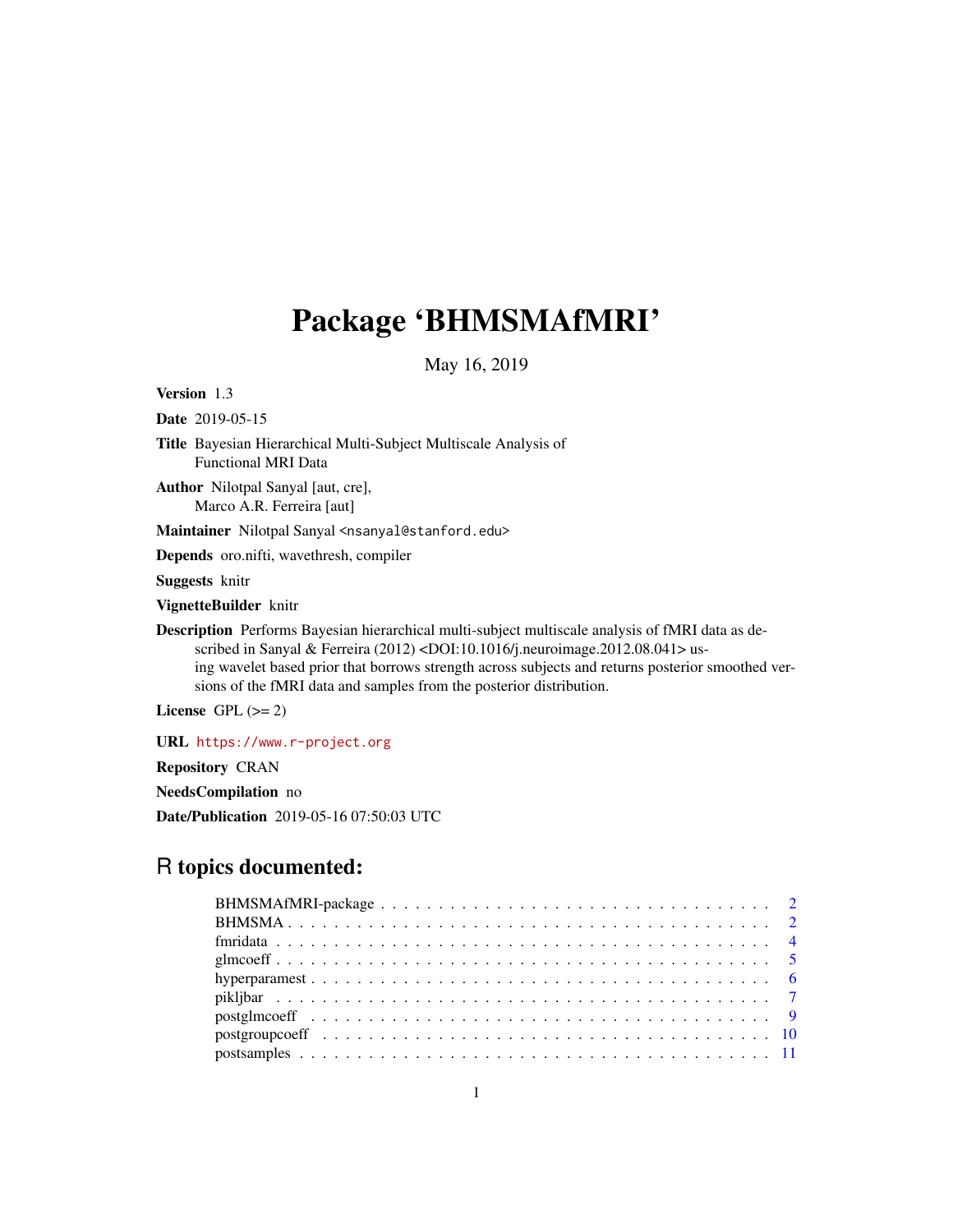# Package 'BHMSMAfMRI'

May 16, 2019

**Version** 1.3

**Date** 2019-05-15

**Title** Bayesian Hierarchical Multi-Subject Multiscale Analysis of Functional MRI Data

**Author** Nilotpal Sanyal [aut, cre], Marco A.R. Ferreira [aut]

**Maintainer** Nilotpal Sanyal <nsanyal@stanford.edu>

**Depends** oro.nifti, wavethresh, compiler

**Suggests** knitr

**VignetteBuilder** knitr

**Description** Performs Bayesian hierarchical multi-subject multiscale analysis of fMRI data as described in Sanyal & Ferreira (2012) <DOI:10.1016/j.neuroimage.2012.08.041> using wavelet based prior that borrows strength across subjects and returns posterior smoothed versions of the fMRI data and samples from the posterior distribution.

**License** GPL (>= 2)

**URL** https://www.r-project.org

**Repository** CRAN

**NeedsCompilation** no

**Date/Publication** 2019-05-16 07:50:03 UTC

## R topics documented:

| | |
|---|---|
| BHMSMAfMRI-package | 2 |
| BHMSMA | 2 |
| fmridata | 4 |
| glmcoeff | 5 |
| hyperparamest | 6 |
| pikljbar | 7 |
| postglmcoeff | 9 |
| postgroupcoeff | 10 |
| postsamples | 11 |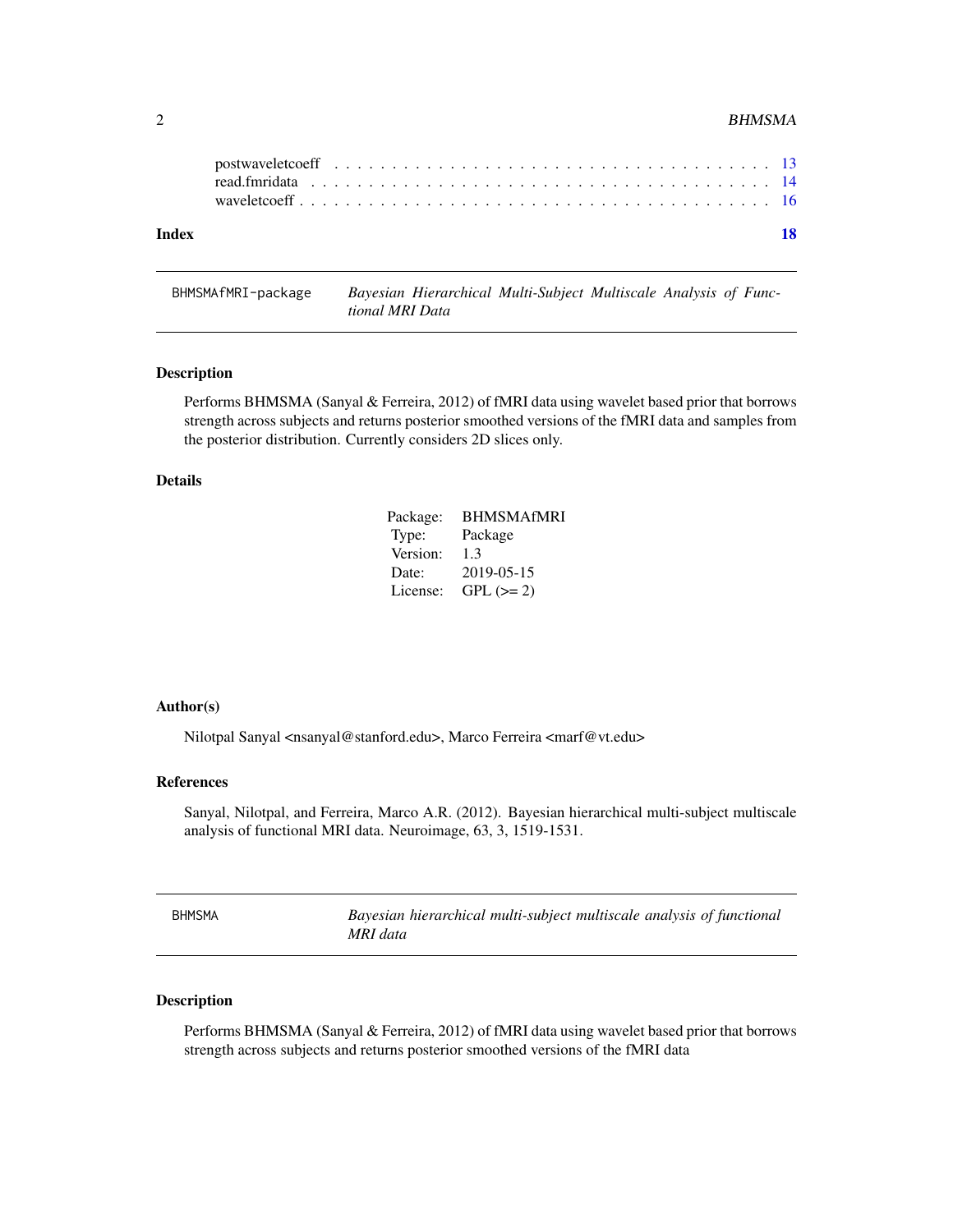| | |
|---|---|
| postwaveletcoeff | 13 |
| read.fmridata | 14 |
| waveletcoeff | 16 |

**Index** **18**

## BHMSMAfMRI-package — *Bayesian Hierarchical Multi-Subject Multiscale Analysis of Functional MRI Data*

### Description

Performs BHMSMA (Sanyal & Ferreira, 2012) of fMRI data using wavelet based prior that borrows strength across subjects and returns posterior smoothed versions of the fMRI data and samples from the posterior distribution. Currently considers 2D slices only.

### Details

| | |
|---|---|
| Package: | BHMSMAfMRI |
| Type: | Package |
| Version: | 1.3 |
| Date: | 2019-05-15 |
| License: | GPL (>= 2) |

### Author(s)

Nilotpal Sanyal <nsanyal@stanford.edu>, Marco Ferreira <marf@vt.edu>

### References

Sanyal, Nilotpal, and Ferreira, Marco A.R. (2012). Bayesian hierarchical multi-subject multiscale analysis of functional MRI data. Neuroimage, 63, 3, 1519-1531.

## BHMSMA — *Bayesian hierarchical multi-subject multiscale analysis of functional MRI data*

### Description

Performs BHMSMA (Sanyal & Ferreira, 2012) of fMRI data using wavelet based prior that borrows strength across subjects and returns posterior smoothed versions of the fMRI data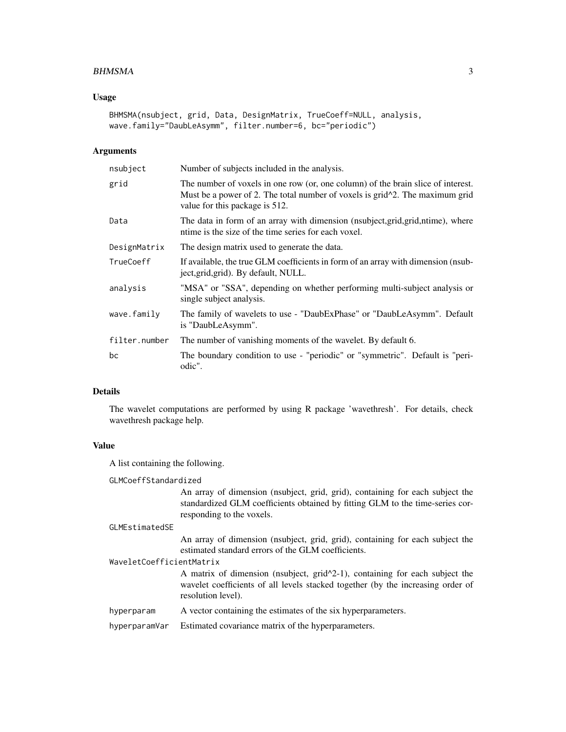## Usage

```
BHMSMA(nsubject, grid, Data, DesignMatrix, TrueCoeff=NULL, analysis,
wave.family="DaubLeAsymm", filter.number=6, bc="periodic")
```

## Arguments

| | |
|---|---|
| nsubject | Number of subjects included in the analysis. |
| grid | The number of voxels in one row (or, one column) of the brain slice of interest. Must be a power of 2. The total number of voxels is grid^2. The maximum grid value for this package is 512. |
| Data | The data in form of an array with dimension (nsubject,grid,grid,ntime), where ntime is the size of the time series for each voxel. |
| DesignMatrix | The design matrix used to generate the data. |
| TrueCoeff | If available, the true GLM coefficients in form of an array with dimension (nsubject,grid,grid). By default, NULL. |
| analysis | "MSA" or "SSA", depending on whether performing multi-subject analysis or single subject analysis. |
| wave.family | The family of wavelets to use - "DaubExPhase" or "DaubLeAsymm". Default is "DaubLeAsymm". |
| filter.number | The number of vanishing moments of the wavelet. By default 6. |
| bc | The boundary condition to use - "periodic" or "symmetric". Default is "periodic". |

## Details

The wavelet computations are performed by using R package 'wavethresh'. For details, check wavethresh package help.

## Value

A list containing the following.

| | |
|---|---|
| GLMCoeffStandardized | An array of dimension (nsubject, grid, grid), containing for each subject the standardized GLM coefficients obtained by fitting GLM to the time-series corresponding to the voxels. |
| GLMEstimatedSE | An array of dimension (nsubject, grid, grid), containing for each subject the estimated standard errors of the GLM coefficients. |
| WaveletCoefficientMatrix | A matrix of dimension (nsubject, grid^2-1), containing for each subject the wavelet coefficients of all levels stacked together (by the increasing order of resolution level). |
| hyperparam | A vector containing the estimates of the six hyperparameters. |
| hyperparamVar | Estimated covariance matrix of the hyperparameters. |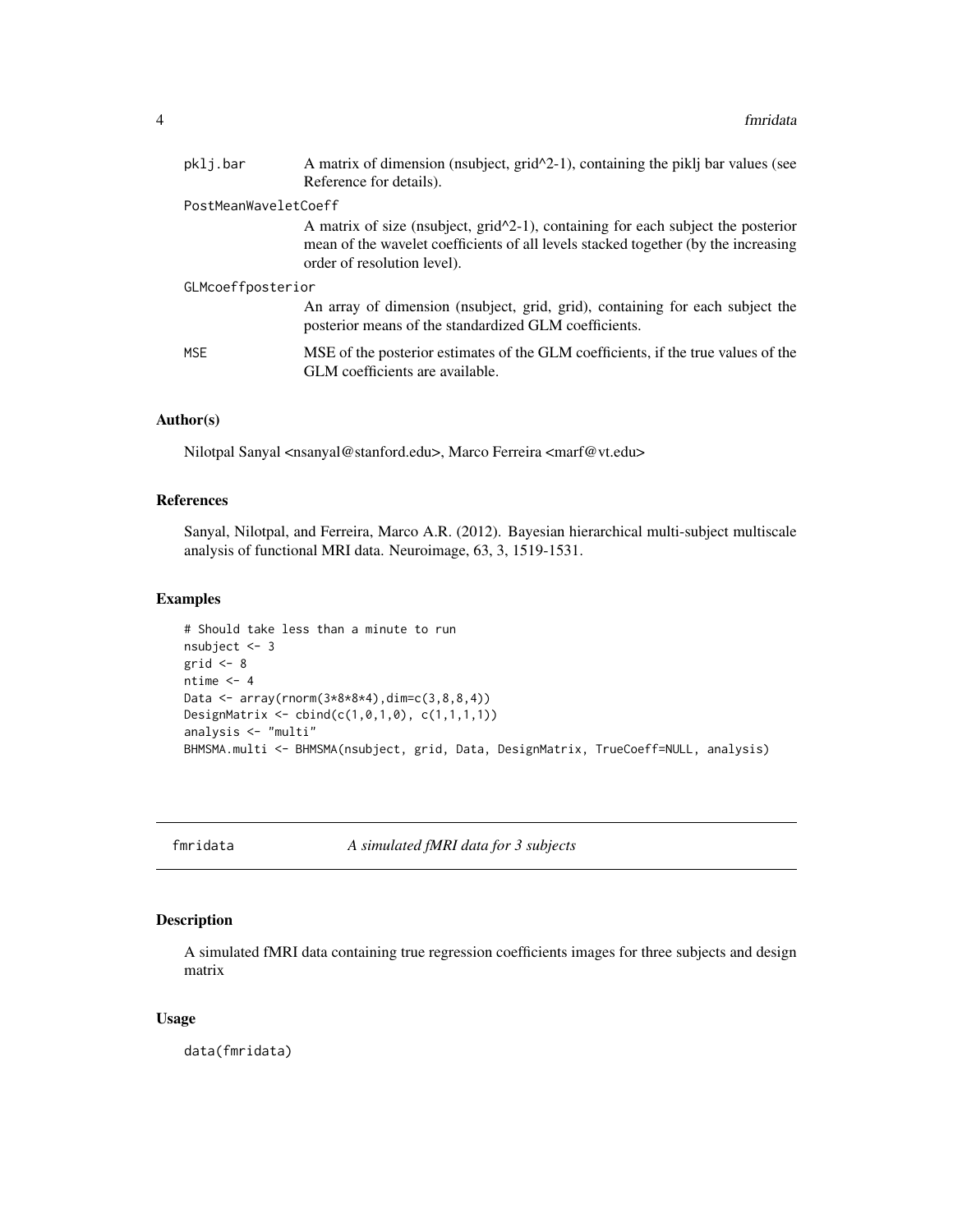pklj.bar
: A matrix of dimension (nsubject, grid^2-1), containing the piklj bar values (see Reference for details).

PostMeanWaveletCoeff
: A matrix of size (nsubject, grid^2-1), containing for each subject the posterior mean of the wavelet coefficients of all levels stacked together (by the increasing order of resolution level).

GLMcoeffposterior
: An array of dimension (nsubject, grid, grid), containing for each subject the posterior means of the standardized GLM coefficients.

MSE
: MSE of the posterior estimates of the GLM coefficients, if the true values of the GLM coefficients are available.

### Author(s)

Nilotpal Sanyal <nsanyal@stanford.edu>, Marco Ferreira <marf@vt.edu>

### References

Sanyal, Nilotpal, and Ferreira, Marco A.R. (2012). Bayesian hierarchical multi-subject multiscale analysis of functional MRI data. Neuroimage, 63, 3, 1519-1531.

### Examples

```
# Should take less than a minute to run
nsubject <- 3
grid <- 8
ntime <- 4
Data <- array(rnorm(3*8*8*4),dim=c(3,8,8,4))
DesignMatrix <- cbind(c(1,0,1,0), c(1,1,1,1))
analysis <- "multi"
BHMSMA.multi <- BHMSMA(nsubject, grid, Data, DesignMatrix, TrueCoeff=NULL, analysis)
```

---

## fmridata — *A simulated fMRI data for 3 subjects*

### Description

A simulated fMRI data containing true regression coefficients images for three subjects and design matrix

### Usage

```
data(fmridata)
```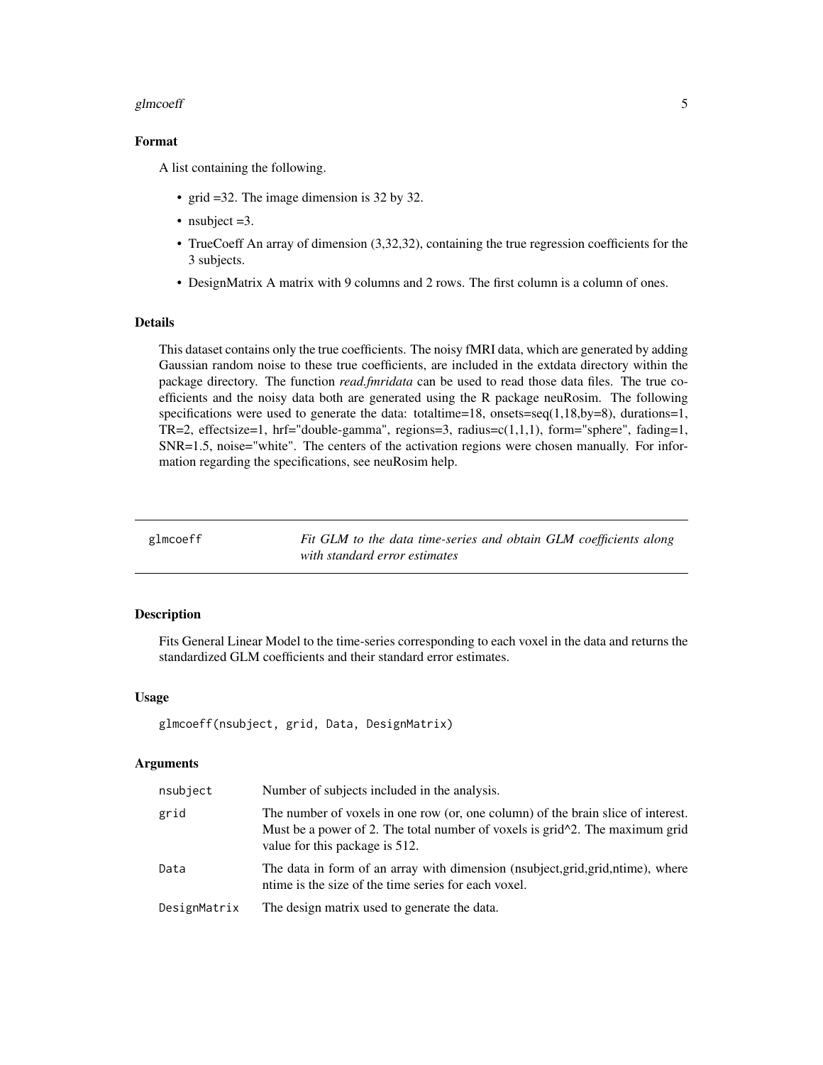### Format

A list containing the following.

- grid =32. The image dimension is 32 by 32.
- nsubject =3.
- TrueCoeff An array of dimension (3,32,32), containing the true regression coefficients for the 3 subjects.
- DesignMatrix A matrix with 9 columns and 2 rows. The first column is a column of ones.

### Details

This dataset contains only the true coefficients. The noisy fMRI data, which are generated by adding Gaussian random noise to these true coefficients, are included in the extdata directory within the package directory. The function *read.fmridata* can be used to read those data files. The true coefficients and the noisy data both are generated using the R package neuRosim. The following specifications were used to generate the data: totaltime=18, onsets=seq(1,18,by=8), durations=1, TR=2, effectsize=1, hrf="double-gamma", regions=3, radius=c(1,1,1), form="sphere", fading=1, SNR=1.5, noise="white". The centers of the activation regions were chosen manually. For information regarding the specifications, see neuRosim help.

---

## glmcoeff — *Fit GLM to the data time-series and obtain GLM coefficients along with standard error estimates*

### Description

Fits General Linear Model to the time-series corresponding to each voxel in the data and returns the standardized GLM coefficients and their standard error estimates.

### Usage

```
glmcoeff(nsubject, grid, Data, DesignMatrix)
```

### Arguments

| | |
|---|---|
| nsubject | Number of subjects included in the analysis. |
| grid | The number of voxels in one row (or, one column) of the brain slice of interest. Must be a power of 2. The total number of voxels is grid^2. The maximum grid value for this package is 512. |
| Data | The data in form of an array with dimension (nsubject,grid,grid,ntime), where ntime is the size of the time series for each voxel. |
| DesignMatrix | The design matrix used to generate the data. |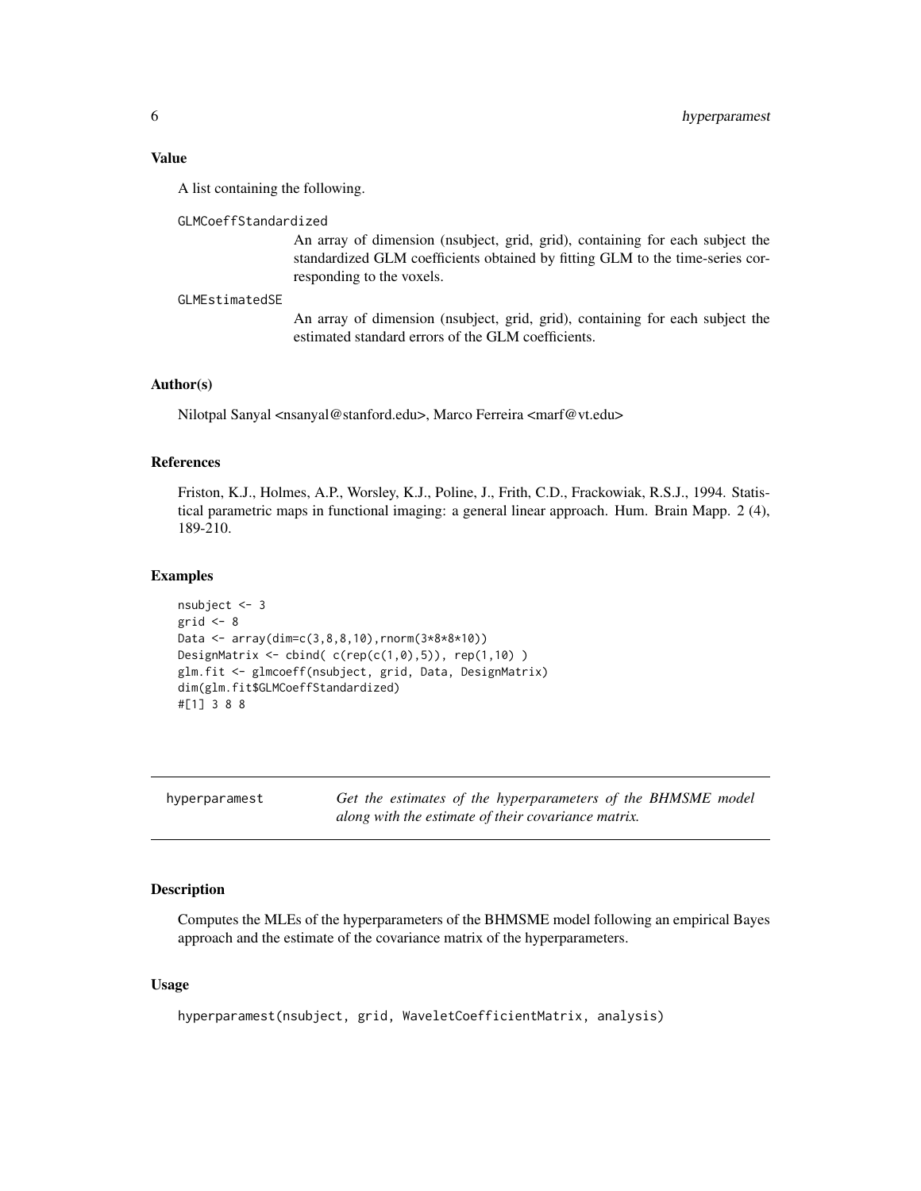### Value

A list containing the following.

`GLMCoeffStandardized`
: An array of dimension (nsubject, grid, grid), containing for each subject the standardized GLM coefficients obtained by fitting GLM to the time-series corresponding to the voxels.

`GLMEstimatedSE`
: An array of dimension (nsubject, grid, grid), containing for each subject the estimated standard errors of the GLM coefficients.

### Author(s)

Nilotpal Sanyal <nsanyal@stanford.edu>, Marco Ferreira <marf@vt.edu>

### References

Friston, K.J., Holmes, A.P., Worsley, K.J., Poline, J., Frith, C.D., Frackowiak, R.S.J., 1994. Statistical parametric maps in functional imaging: a general linear approach. Hum. Brain Mapp. 2 (4), 189-210.

### Examples

```
nsubject <- 3
grid <- 8
Data <- array(dim=c(3,8,8,10),rnorm(3*8*8*10))
DesignMatrix <- cbind( c(rep(c(1,0),5)), rep(1,10) )
glm.fit <- glmcoeff(nsubject, grid, Data, DesignMatrix)
dim(glm.fit$GLMCoeffStandardized)
#[1] 3 8 8
```

---

## hyperparamest

*Get the estimates of the hyperparameters of the BHMSME model along with the estimate of their covariance matrix.*

---

### Description

Computes the MLEs of the hyperparameters of the BHMSME model following an empirical Bayes approach and the estimate of the covariance matrix of the hyperparameters.

### Usage

```
hyperparamest(nsubject, grid, WaveletCoefficientMatrix, analysis)
```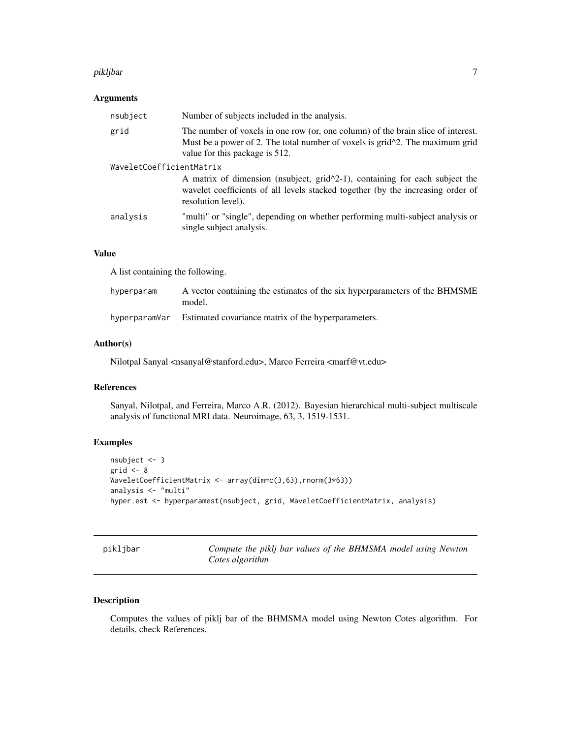### Arguments

| | |
|---|---|
| nsubject | Number of subjects included in the analysis. |
| grid | The number of voxels in one row (or, one column) of the brain slice of interest. Must be a power of 2. The total number of voxels is grid^2. The maximum grid value for this package is 512. |
| WaveletCoefficientMatrix | A matrix of dimension (nsubject, grid^2-1), containing for each subject the wavelet coefficients of all levels stacked together (by the increasing order of resolution level). |
| analysis | "multi" or "single", depending on whether performing multi-subject analysis or single subject analysis. |

### Value

A list containing the following.

| | |
|---|---|
| hyperparam | A vector containing the estimates of the six hyperparameters of the BHMSME model. |
| hyperparamVar | Estimated covariance matrix of the hyperparameters. |

### Author(s)

Nilotpal Sanyal <nsanyal@stanford.edu>, Marco Ferreira <marf@vt.edu>

### References

Sanyal, Nilotpal, and Ferreira, Marco A.R. (2012). Bayesian hierarchical multi-subject multiscale analysis of functional MRI data. Neuroimage, 63, 3, 1519-1531.

### Examples

```
nsubject <- 3
grid <- 8
WaveletCoefficientMatrix <- array(dim=c(3,63),rnorm(3*63))
analysis <- "multi"
hyper.est <- hyperparamest(nsubject, grid, WaveletCoefficientMatrix, analysis)
```

---

## pikljbar — *Compute the piklj bar values of the BHMSMA model using Newton Cotes algorithm*

---

### Description

Computes the values of piklj bar of the BHMSMA model using Newton Cotes algorithm. For details, check References.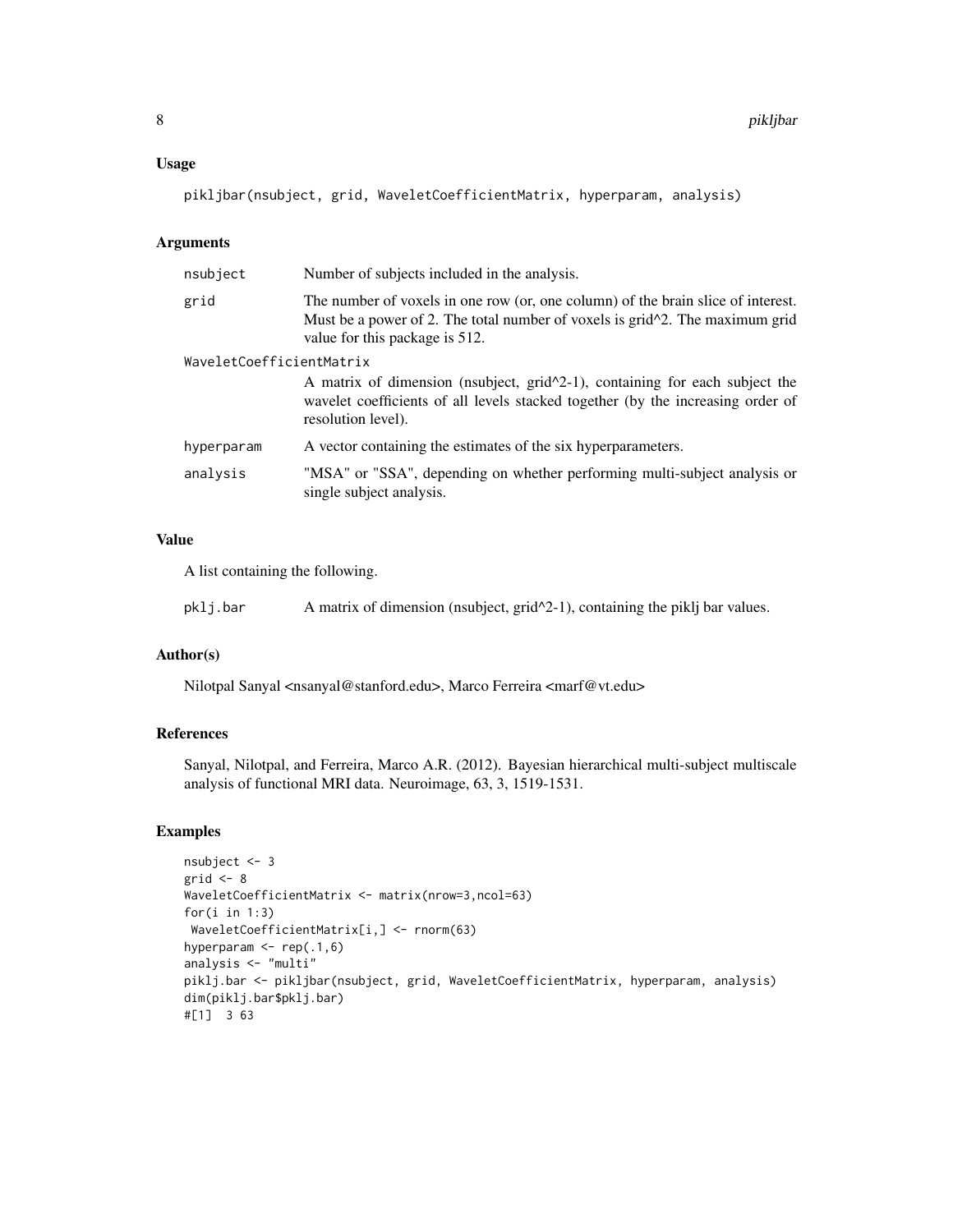### Usage

```
pikljbar(nsubject, grid, WaveletCoefficientMatrix, hyperparam, analysis)
```

### Arguments

| | |
|---|---|
| nsubject | Number of subjects included in the analysis. |
| grid | The number of voxels in one row (or, one column) of the brain slice of interest. Must be a power of 2. The total number of voxels is grid^2. The maximum grid value for this package is 512. |
| WaveletCoefficientMatrix | A matrix of dimension (nsubject, grid^2-1), containing for each subject the wavelet coefficients of all levels stacked together (by the increasing order of resolution level). |
| hyperparam | A vector containing the estimates of the six hyperparameters. |
| analysis | "MSA" or "SSA", depending on whether performing multi-subject analysis or single subject analysis. |

### Value

A list containing the following.

| | |
|---|---|
| pklj.bar | A matrix of dimension (nsubject, grid^2-1), containing the piklj bar values. |

### Author(s)

Nilotpal Sanyal <nsanyal@stanford.edu>, Marco Ferreira <marf@vt.edu>

### References

Sanyal, Nilotpal, and Ferreira, Marco A.R. (2012). Bayesian hierarchical multi-subject multiscale analysis of functional MRI data. Neuroimage, 63, 3, 1519-1531.

### Examples

```
nsubject <- 3
grid <- 8
WaveletCoefficientMatrix <- matrix(nrow=3,ncol=63)
for(i in 1:3)
 WaveletCoefficientMatrix[i,] <- rnorm(63)
hyperparam <- rep(.1,6)
analysis <- "multi"
piklj.bar <- pikljbar(nsubject, grid, WaveletCoefficientMatrix, hyperparam, analysis)
dim(piklj.bar$pklj.bar)
#[1]  3 63
```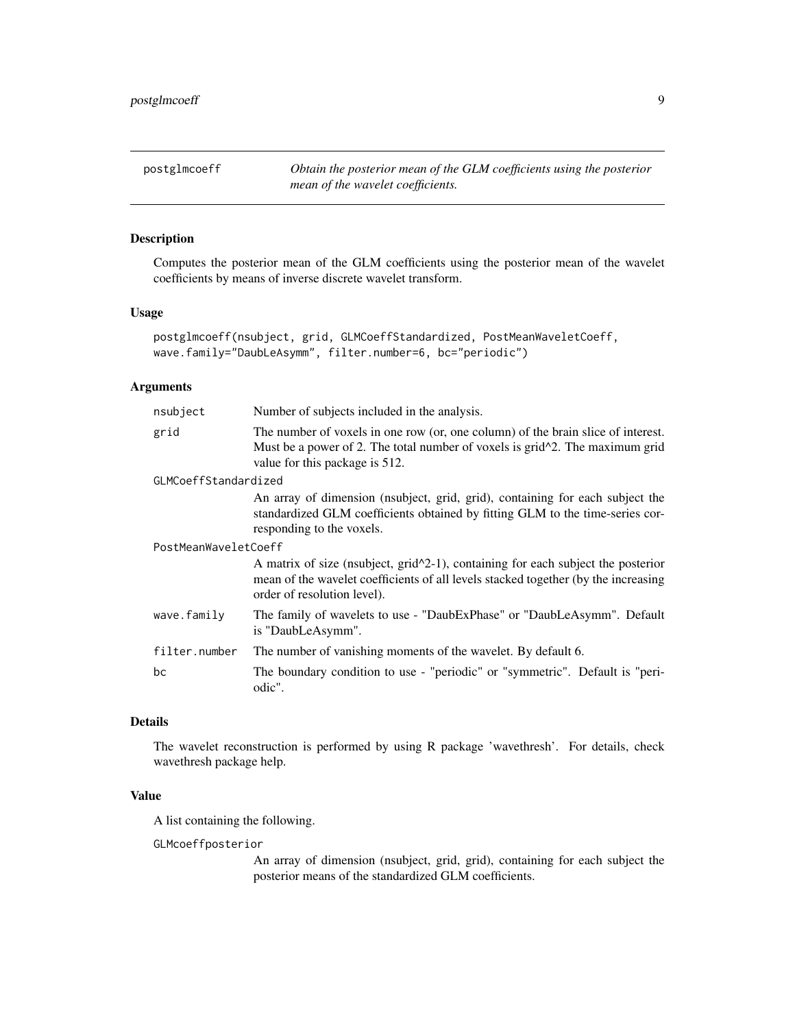## postglmcoeff

*Obtain the posterior mean of the GLM coefficients using the posterior mean of the wavelet coefficients.*

### Description

Computes the posterior mean of the GLM coefficients using the posterior mean of the wavelet coefficients by means of inverse discrete wavelet transform.

### Usage

```
postglmcoeff(nsubject, grid, GLMCoeffStandardized, PostMeanWaveletCoeff,
wave.family="DaubLeAsymm", filter.number=6, bc="periodic")
```

### Arguments

| | |
|---|---|
| nsubject | Number of subjects included in the analysis. |
| grid | The number of voxels in one row (or, one column) of the brain slice of interest. Must be a power of 2. The total number of voxels is grid^2. The maximum grid value for this package is 512. |
| GLMCoeffStandardized | An array of dimension (nsubject, grid, grid), containing for each subject the standardized GLM coefficients obtained by fitting GLM to the time-series corresponding to the voxels. |
| PostMeanWaveletCoeff | A matrix of size (nsubject, grid^2-1), containing for each subject the posterior mean of the wavelet coefficients of all levels stacked together (by the increasing order of resolution level). |
| wave.family | The family of wavelets to use - "DaubExPhase" or "DaubLeAsymm". Default is "DaubLeAsymm". |
| filter.number | The number of vanishing moments of the wavelet. By default 6. |
| bc | The boundary condition to use - "periodic" or "symmetric". Default is "periodic". |

### Details

The wavelet reconstruction is performed by using R package 'wavethresh'. For details, check wavethresh package help.

### Value

A list containing the following.

GLMcoeffposterior
: An array of dimension (nsubject, grid, grid), containing for each subject the posterior means of the standardized GLM coefficients.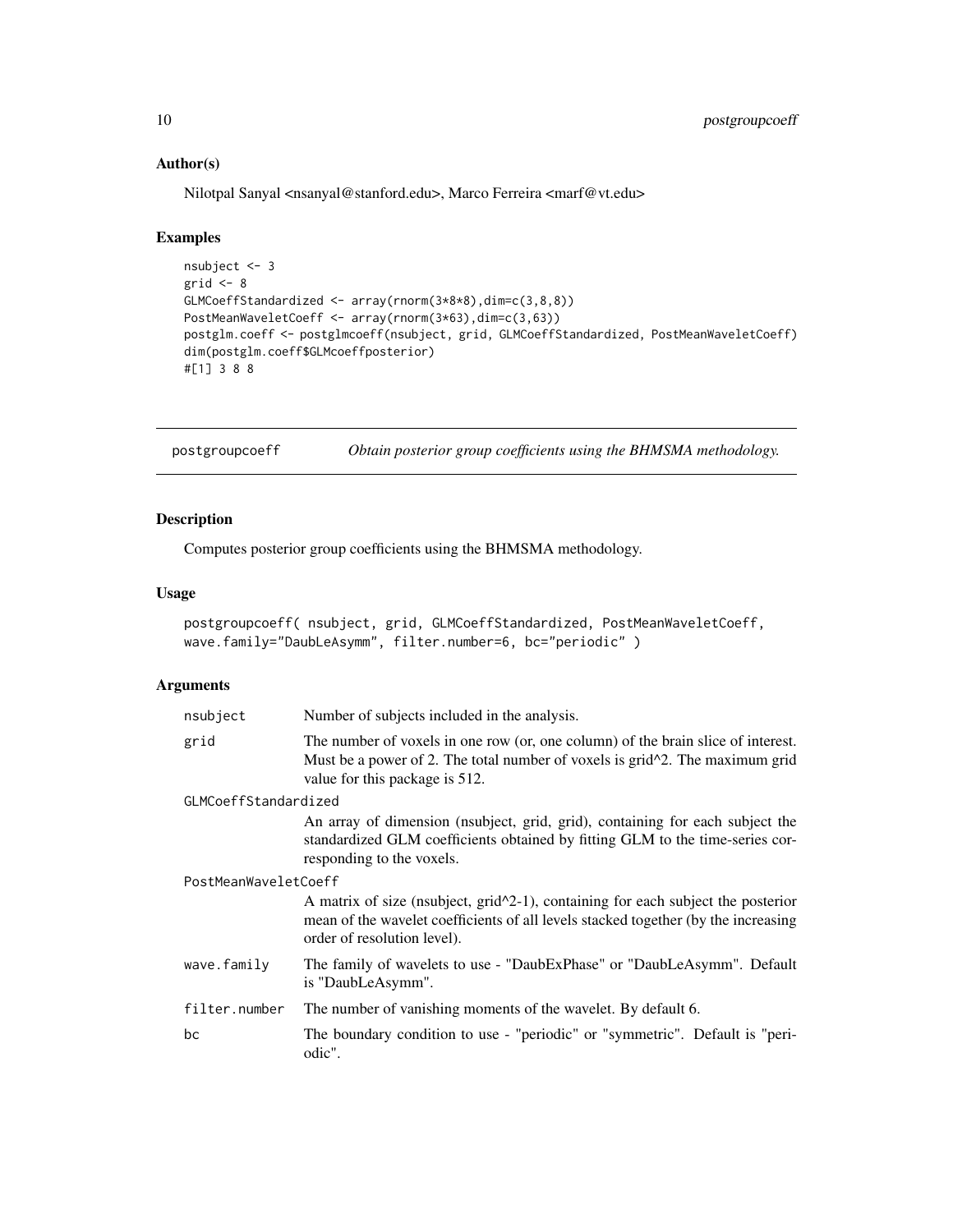### Author(s)

Nilotpal Sanyal <nsanyal@stanford.edu>, Marco Ferreira <marf@vt.edu>

### Examples

```
nsubject <- 3
grid <- 8
GLMCoeffStandardized <- array(rnorm(3*8*8),dim=c(3,8,8))
PostMeanWaveletCoeff <- array(rnorm(3*63),dim=c(3,63))
postglm.coeff <- postglmcoeff(nsubject, grid, GLMCoeffStandardized, PostMeanWaveletCoeff)
dim(postglm.coeff$GLMcoeffposterior)
#[1] 3 8 8
```

---

## postgroupcoeff — *Obtain posterior group coefficients using the BHMSMA methodology.*

### Description

Computes posterior group coefficients using the BHMSMA methodology.

### Usage

```
postgroupcoeff( nsubject, grid, GLMCoeffStandardized, PostMeanWaveletCoeff,
wave.family="DaubLeAsymm", filter.number=6, bc="periodic" )
```

### Arguments

| | |
|---|---|
| `nsubject` | Number of subjects included in the analysis. |
| `grid` | The number of voxels in one row (or, one column) of the brain slice of interest. Must be a power of 2. The total number of voxels is grid^2. The maximum grid value for this package is 512. |
| `GLMCoeffStandardized` | An array of dimension (nsubject, grid, grid), containing for each subject the standardized GLM coefficients obtained by fitting GLM to the time-series corresponding to the voxels. |
| `PostMeanWaveletCoeff` | A matrix of size (nsubject, grid^2-1), containing for each subject the posterior mean of the wavelet coefficients of all levels stacked together (by the increasing order of resolution level). |
| `wave.family` | The family of wavelets to use - "DaubExPhase" or "DaubLeAsymm". Default is "DaubLeAsymm". |
| `filter.number` | The number of vanishing moments of the wavelet. By default 6. |
| `bc` | The boundary condition to use - "periodic" or "symmetric". Default is "periodic". |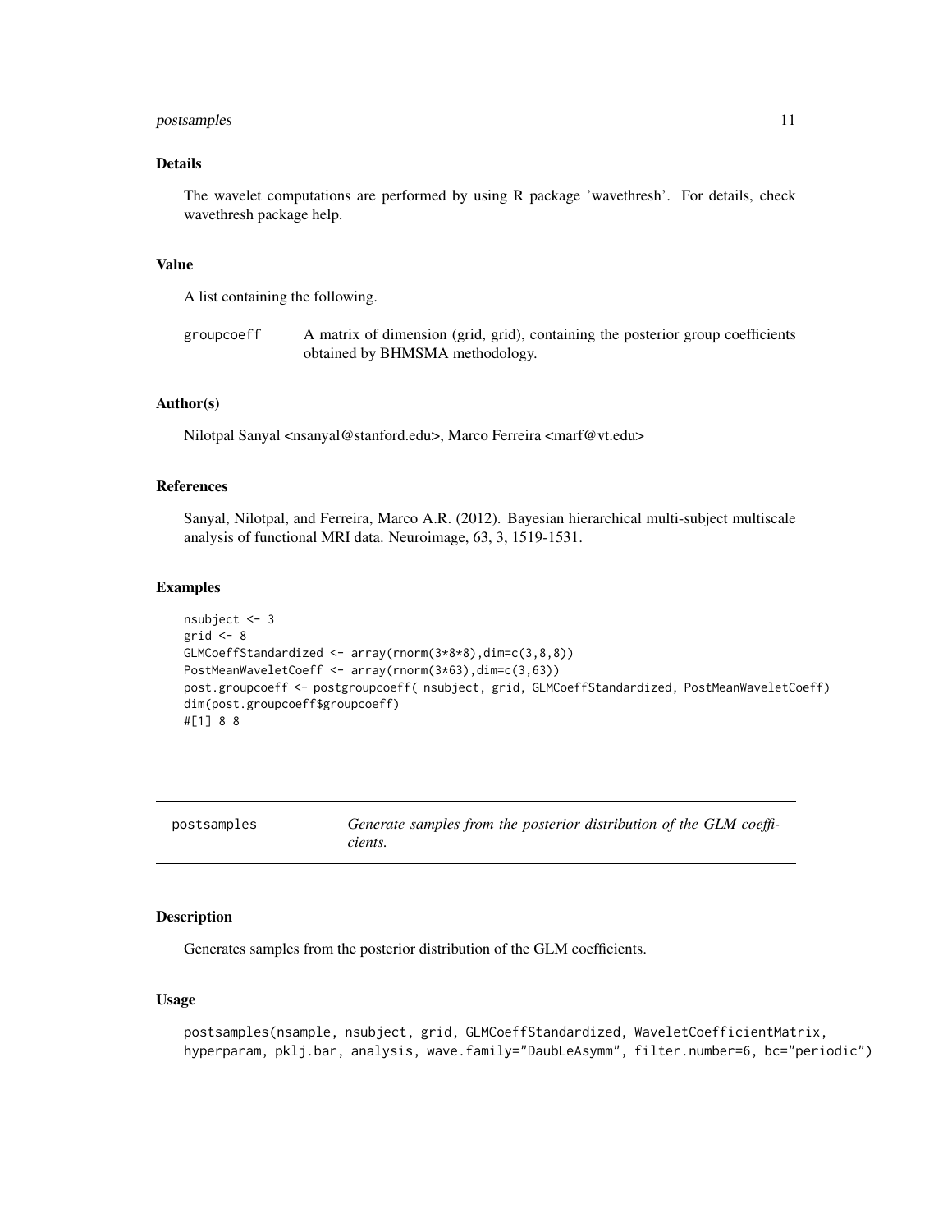### Details

The wavelet computations are performed by using R package 'wavethresh'. For details, check wavethresh package help.

### Value

A list containing the following.

groupcoeff: A matrix of dimension (grid, grid), containing the posterior group coefficients obtained by BHMSMA methodology.

### Author(s)

Nilotpal Sanyal <nsanyal@stanford.edu>, Marco Ferreira <marf@vt.edu>

### References

Sanyal, Nilotpal, and Ferreira, Marco A.R. (2012). Bayesian hierarchical multi-subject multiscale analysis of functional MRI data. Neuroimage, 63, 3, 1519-1531.

### Examples

```
nsubject <- 3
grid <- 8
GLMCoeffStandardized <- array(rnorm(3*8*8),dim=c(3,8,8))
PostMeanWaveletCoeff <- array(rnorm(3*63),dim=c(3,63))
post.groupcoeff <- postgroupcoeff( nsubject, grid, GLMCoeffStandardized, PostMeanWaveletCoeff)
dim(post.groupcoeff$groupcoeff)
#[1] 8 8
```

---

## postsamples — *Generate samples from the posterior distribution of the GLM coefficients.*

---

### Description

Generates samples from the posterior distribution of the GLM coefficients.

### Usage

```
postsamples(nsample, nsubject, grid, GLMCoeffStandardized, WaveletCoefficientMatrix,
hyperparam, pklj.bar, analysis, wave.family="DaubLeAsymm", filter.number=6, bc="periodic")
```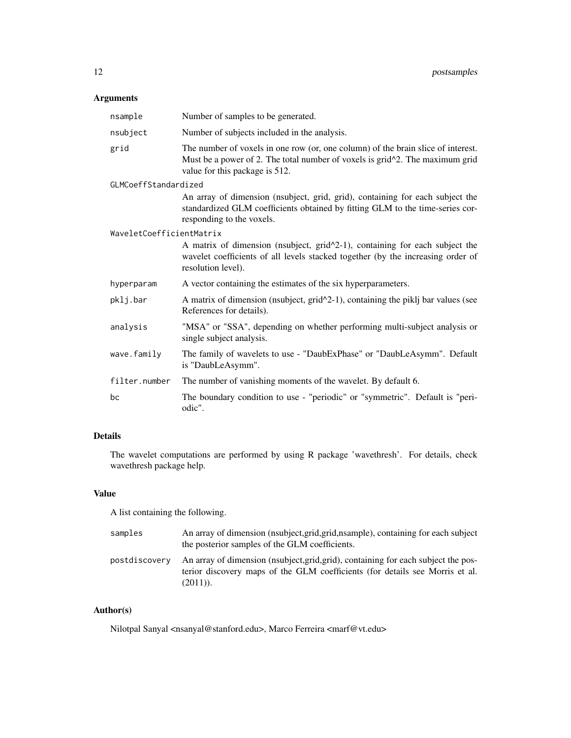## Arguments

| | |
|---|---|
| nsample | Number of samples to be generated. |
| nsubject | Number of subjects included in the analysis. |
| grid | The number of voxels in one row (or, one column) of the brain slice of interest. Must be a power of 2. The total number of voxels is grid^2. The maximum grid value for this package is 512. |
| GLMCoeffStandardized | An array of dimension (nsubject, grid, grid), containing for each subject the standardized GLM coefficients obtained by fitting GLM to the time-series corresponding to the voxels. |
| WaveletCoefficientMatrix | A matrix of dimension (nsubject, grid^2-1), containing for each subject the wavelet coefficients of all levels stacked together (by the increasing order of resolution level). |
| hyperparam | A vector containing the estimates of the six hyperparameters. |
| pklj.bar | A matrix of dimension (nsubject, grid^2-1), containing the piklj bar values (see References for details). |
| analysis | "MSA" or "SSA", depending on whether performing multi-subject analysis or single subject analysis. |
| wave.family | The family of wavelets to use - "DaubExPhase" or "DaubLeAsymm". Default is "DaubLeAsymm". |
| filter.number | The number of vanishing moments of the wavelet. By default 6. |
| bc | The boundary condition to use - "periodic" or "symmetric". Default is "periodic". |

## Details

The wavelet computations are performed by using R package 'wavethresh'. For details, check wavethresh package help.

## Value

A list containing the following.

| | |
|---|---|
| samples | An array of dimension (nsubject,grid,grid,nsample), containing for each subject the posterior samples of the GLM coefficients. |
| postdiscovery | An array of dimension (nsubject,grid,grid), containing for each subject the posterior discovery maps of the GLM coefficients (for details see Morris et al. (2011)). |

## Author(s)

Nilotpal Sanyal <nsanyal@stanford.edu>, Marco Ferreira <marf@vt.edu>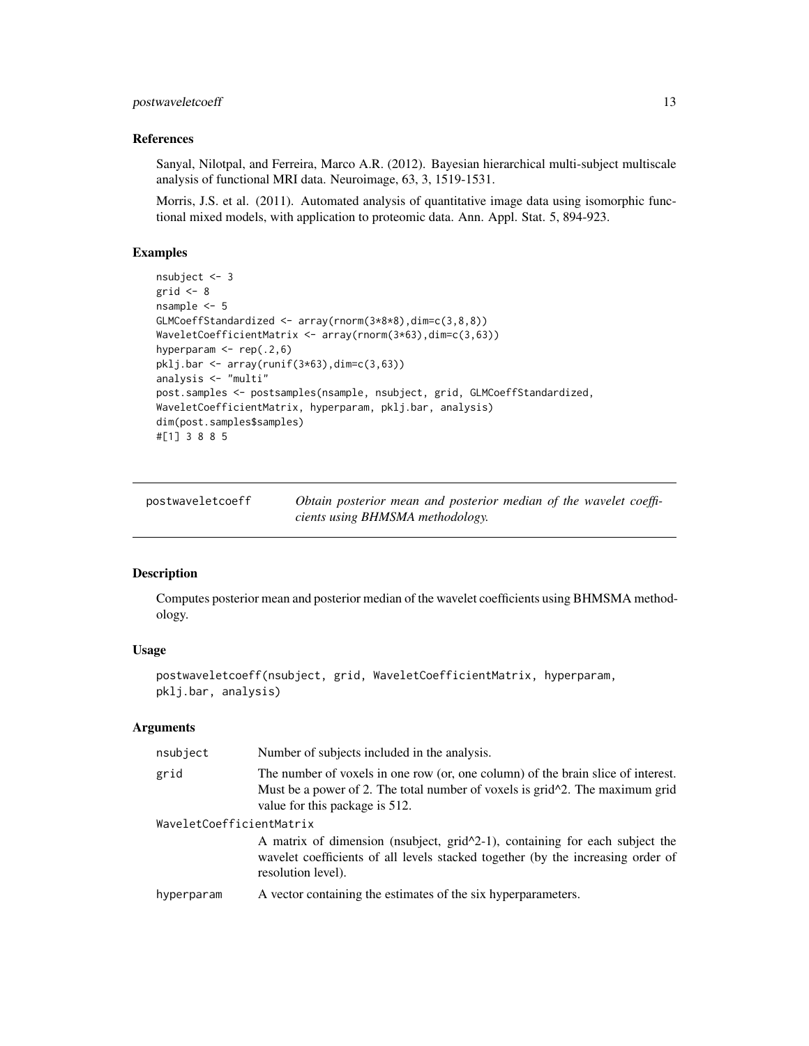### References

Sanyal, Nilotpal, and Ferreira, Marco A.R. (2012). Bayesian hierarchical multi-subject multiscale analysis of functional MRI data. Neuroimage, 63, 3, 1519-1531.

Morris, J.S. et al. (2011). Automated analysis of quantitative image data using isomorphic functional mixed models, with application to proteomic data. Ann. Appl. Stat. 5, 894-923.

### Examples

```
nsubject <- 3
grid <- 8
nsample <- 5
GLMCoeffStandardized <- array(rnorm(3*8*8),dim=c(3,8,8))
WaveletCoefficientMatrix <- array(rnorm(3*63),dim=c(3,63))
hyperparam <- rep(.2,6)
pklj.bar <- array(runif(3*63),dim=c(3,63))
analysis <- "multi"
post.samples <- postsamples(nsample, nsubject, grid, GLMCoeffStandardized,
WaveletCoefficientMatrix, hyperparam, pklj.bar, analysis)
dim(post.samples$samples)
#[1] 3 8 8 5
```

---

## postwaveletcoeff

*Obtain posterior mean and posterior median of the wavelet coefficients using BHMSMA methodology.*

---

### Description

Computes posterior mean and posterior median of the wavelet coefficients using BHMSMA methodology.

### Usage

```
postwaveletcoeff(nsubject, grid, WaveletCoefficientMatrix, hyperparam,
pklj.bar, analysis)
```

### Arguments

| | |
|---|---|
| nsubject | Number of subjects included in the analysis. |
| grid | The number of voxels in one row (or, one column) of the brain slice of interest. Must be a power of 2. The total number of voxels is grid^2. The maximum grid value for this package is 512. |
| WaveletCoefficientMatrix | A matrix of dimension (nsubject, grid^2-1), containing for each subject the wavelet coefficients of all levels stacked together (by the increasing order of resolution level). |
| hyperparam | A vector containing the estimates of the six hyperparameters. |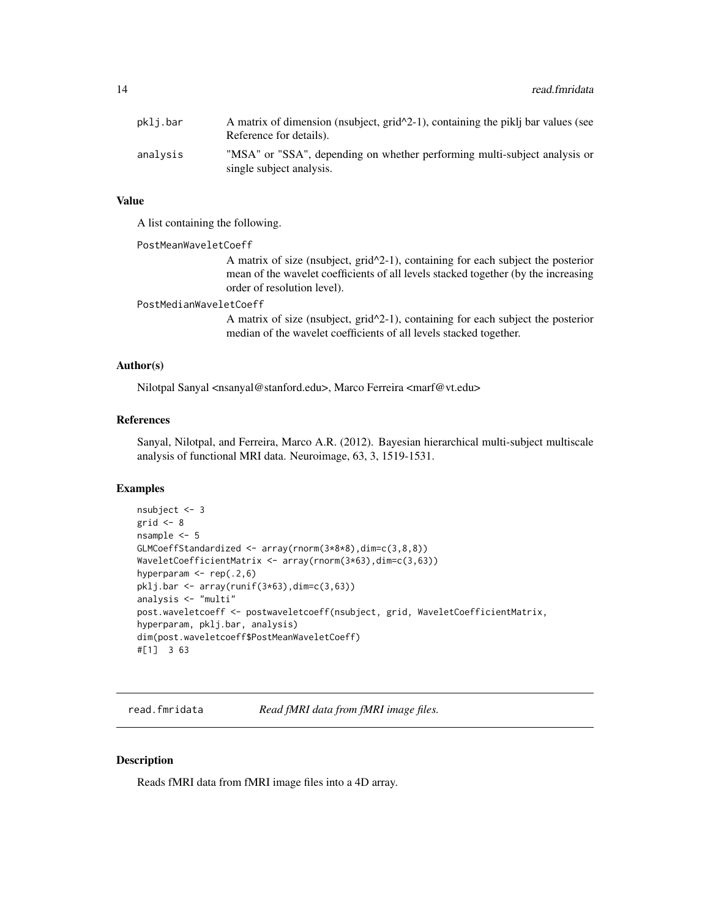| | |
|---|---|
| pklj.bar | A matrix of dimension (nsubject, grid^2-1), containing the piklj bar values (see Reference for details). |
| analysis | "MSA" or "SSA", depending on whether performing multi-subject analysis or single subject analysis. |

### Value

A list containing the following.

PostMeanWaveletCoeff
: A matrix of size (nsubject, grid^2-1), containing for each subject the posterior mean of the wavelet coefficients of all levels stacked together (by the increasing order of resolution level).

PostMedianWaveletCoeff
: A matrix of size (nsubject, grid^2-1), containing for each subject the posterior median of the wavelet coefficients of all levels stacked together.

### Author(s)

Nilotpal Sanyal <nsanyal@stanford.edu>, Marco Ferreira <marf@vt.edu>

### References

Sanyal, Nilotpal, and Ferreira, Marco A.R. (2012). Bayesian hierarchical multi-subject multiscale analysis of functional MRI data. Neuroimage, 63, 3, 1519-1531.

### Examples

```
nsubject <- 3
grid <- 8
nsample <- 5
GLMCoeffStandardized <- array(rnorm(3*8*8),dim=c(3,8,8))
WaveletCoefficientMatrix <- array(rnorm(3*63),dim=c(3,63))
hyperparam <- rep(.2,6)
pklj.bar <- array(runif(3*63),dim=c(3,63))
analysis <- "multi"
post.waveletcoeff <- postwaveletcoeff(nsubject, grid, WaveletCoefficientMatrix,
hyperparam, pklj.bar, analysis)
dim(post.waveletcoeff$PostMeanWaveletCoeff)
#[1]  3 63
```

---

## read.fmridata — *Read fMRI data from fMRI image files.*

### Description

Reads fMRI data from fMRI image files into a 4D array.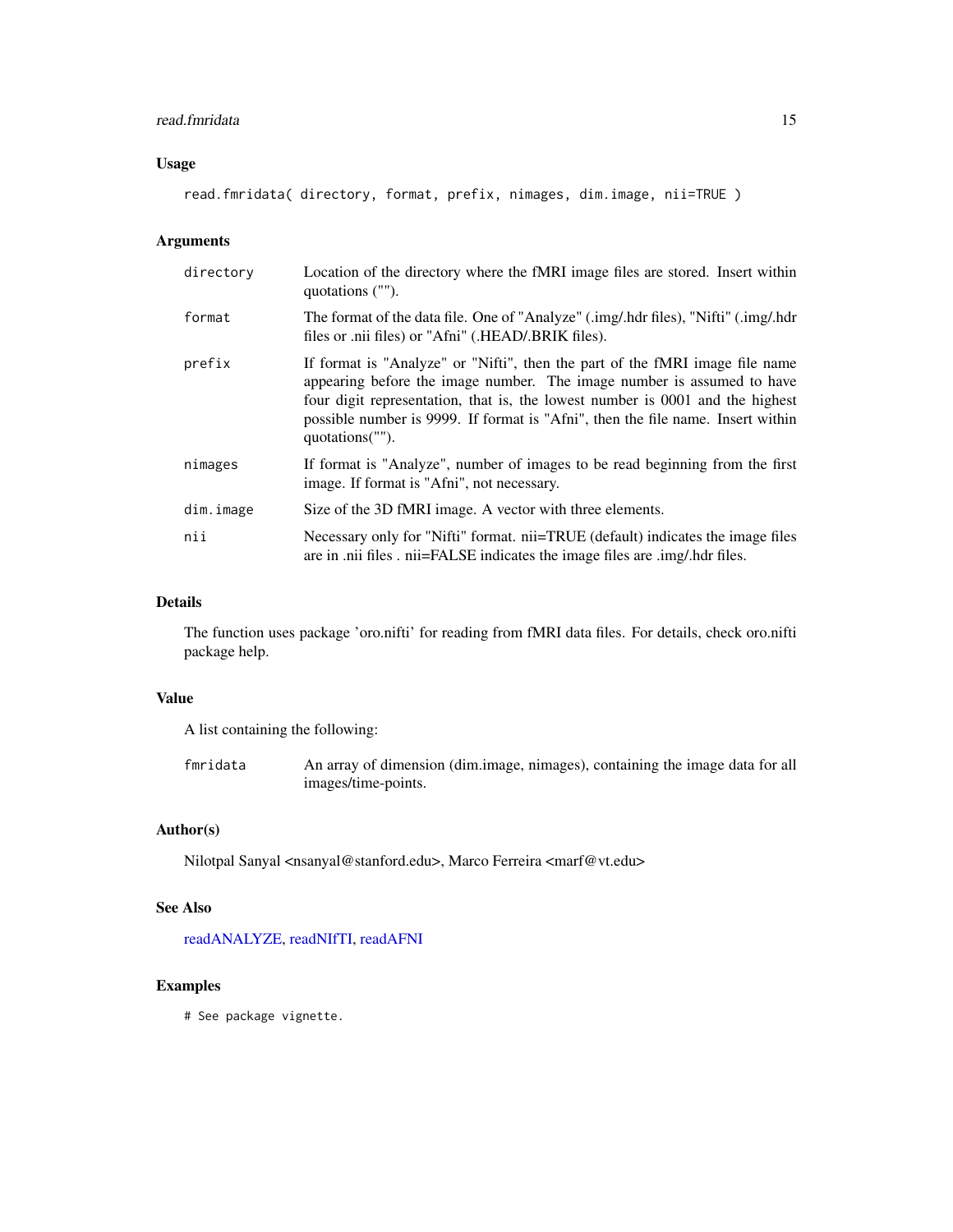### Usage

```
read.fmridata( directory, format, prefix, nimages, dim.image, nii=TRUE )
```

### Arguments

| | |
|---|---|
| directory | Location of the directory where the fMRI image files are stored. Insert within quotations (""). |
| format | The format of the data file. One of "Analyze" (.img/.hdr files), "Nifti" (.img/.hdr files or .nii files) or "Afni" (.HEAD/.BRIK files). |
| prefix | If format is "Analyze" or "Nifti", then the part of the fMRI image file name appearing before the image number. The image number is assumed to have four digit representation, that is, the lowest number is 0001 and the highest possible number is 9999. If format is "Afni", then the file name. Insert within quotations(""). |
| nimages | If format is "Analyze", number of images to be read beginning from the first image. If format is "Afni", not necessary. |
| dim.image | Size of the 3D fMRI image. A vector with three elements. |
| nii | Necessary only for "Nifti" format. nii=TRUE (default) indicates the image files are in .nii files . nii=FALSE indicates the image files are .img/.hdr files. |

### Details

The function uses package 'oro.nifti' for reading from fMRI data files. For details, check oro.nifti package help.

### Value

A list containing the following:

| | |
|---|---|
| fmridata | An array of dimension (dim.image, nimages), containing the image data for all images/time-points. |

### Author(s)

Nilotpal Sanyal <nsanyal@stanford.edu>, Marco Ferreira <marf@vt.edu>

### See Also

readANALYZE, readNIfTI, readAFNI

### Examples

```
# See package vignette.
```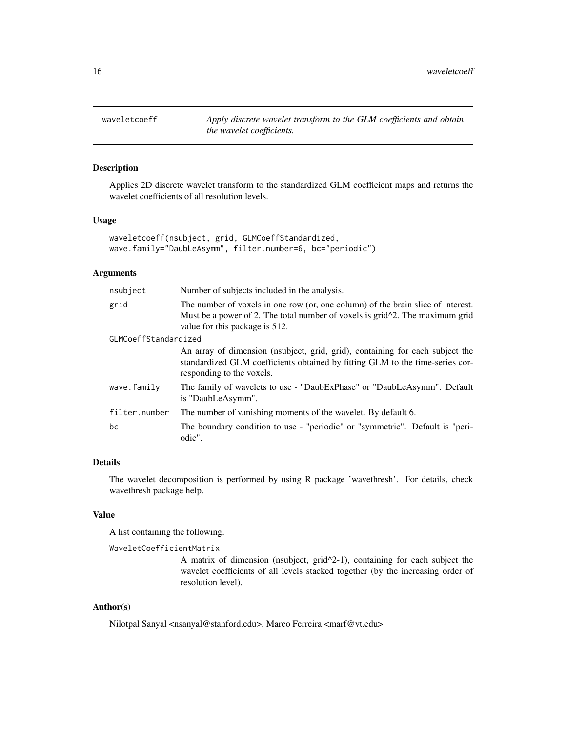## waveletcoeff — *Apply discrete wavelet transform to the GLM coefficients and obtain the wavelet coefficients.*

### Description

Applies 2D discrete wavelet transform to the standardized GLM coefficient maps and returns the wavelet coefficients of all resolution levels.

### Usage

```
waveletcoeff(nsubject, grid, GLMCoeffStandardized,
wave.family="DaubLeAsymm", filter.number=6, bc="periodic")
```

### Arguments

| | |
|---|---|
| nsubject | Number of subjects included in the analysis. |
| grid | The number of voxels in one row (or, one column) of the brain slice of interest. Must be a power of 2. The total number of voxels is grid^2. The maximum grid value for this package is 512. |
| GLMCoeffStandardized | An array of dimension (nsubject, grid, grid), containing for each subject the standardized GLM coefficients obtained by fitting GLM to the time-series corresponding to the voxels. |
| wave.family | The family of wavelets to use - "DaubExPhase" or "DaubLeAsymm". Default is "DaubLeAsymm". |
| filter.number | The number of vanishing moments of the wavelet. By default 6. |
| bc | The boundary condition to use - "periodic" or "symmetric". Default is "periodic". |

### Details

The wavelet decomposition is performed by using R package 'wavethresh'. For details, check wavethresh package help.

### Value

A list containing the following.

| | |
|---|---|
| WaveletCoefficientMatrix | A matrix of dimension (nsubject, grid^2-1), containing for each subject the wavelet coefficients of all levels stacked together (by the increasing order of resolution level). |

### Author(s)

Nilotpal Sanyal <nsanyal@stanford.edu>, Marco Ferreira <marf@vt.edu>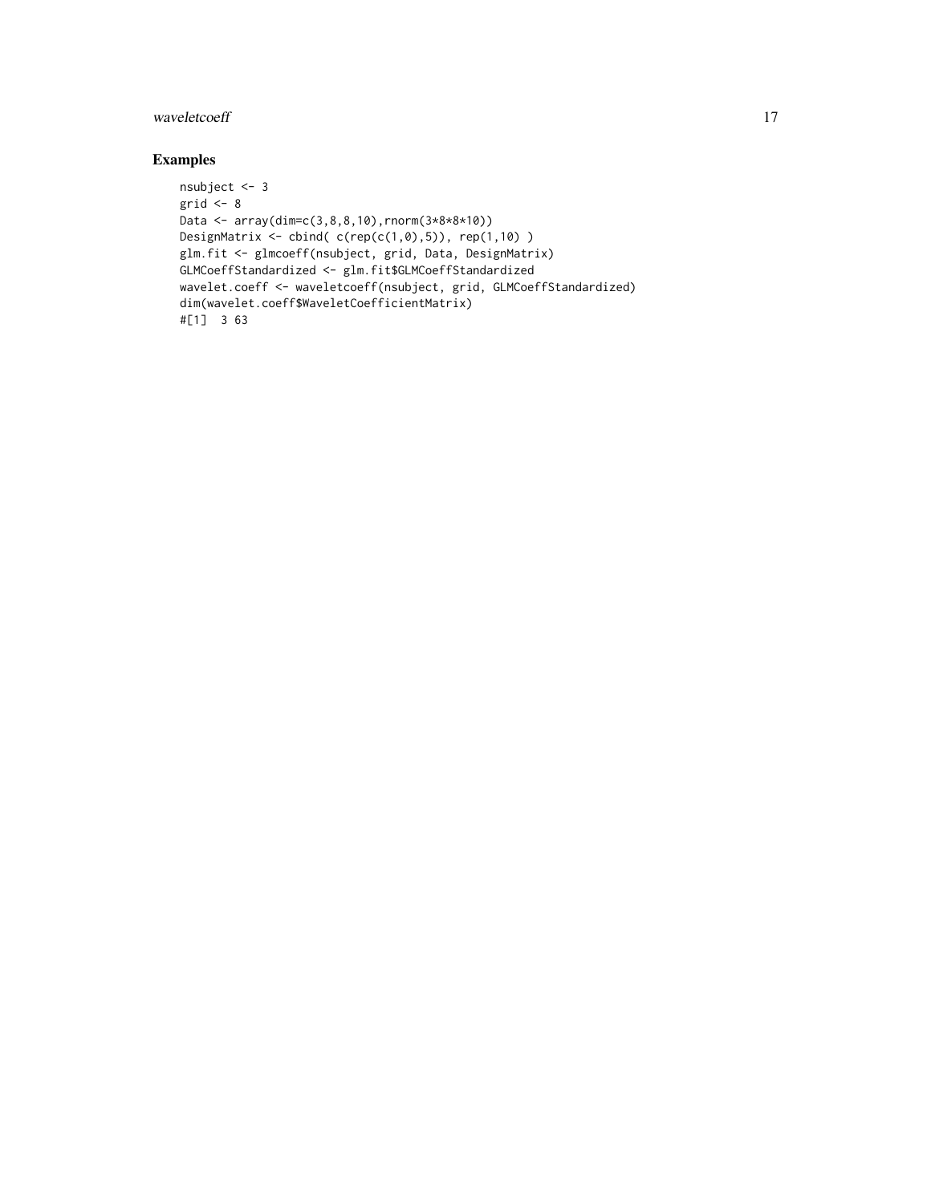## Examples

```
nsubject <- 3
grid <- 8
Data <- array(dim=c(3,8,8,10),rnorm(3*8*8*10))
DesignMatrix <- cbind( c(rep(c(1,0),5)), rep(1,10) )
glm.fit <- glmcoeff(nsubject, grid, Data, DesignMatrix)
GLMCoeffStandardized <- glm.fit$GLMCoeffStandardized
wavelet.coeff <- waveletcoeff(nsubject, grid, GLMCoeffStandardized)
dim(wavelet.coeff$WaveletCoefficientMatrix)
#[1]  3 63
```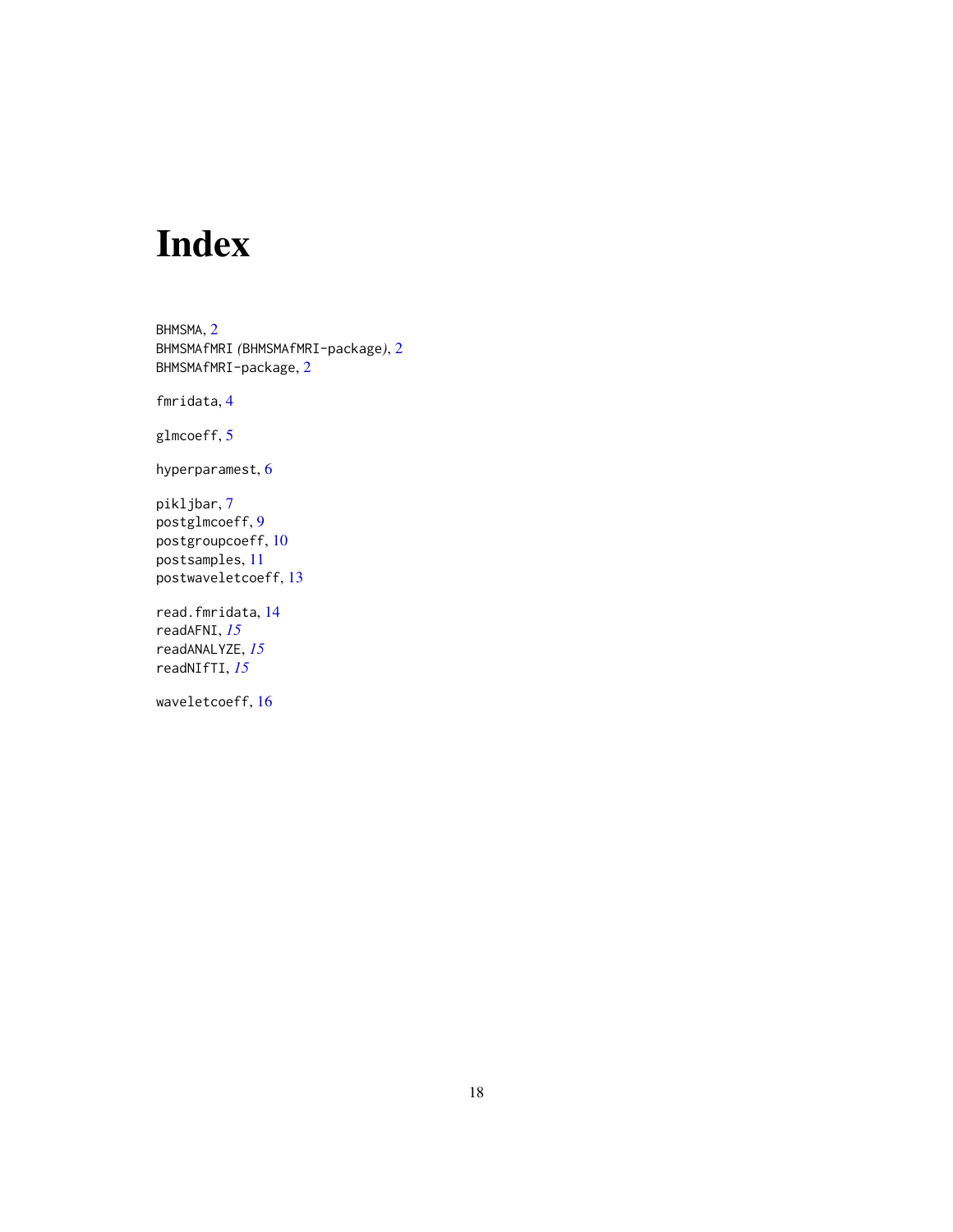# Index

BHMSMA, 2
BHMSMAfMRI *(*BHMSMAfMRI-package*)*, 2
BHMSMAfMRI-package, 2

fmridata, 4

glmcoeff, 5

hyperparamest, 6

pikljbar, 7
postglmcoeff, 9
postgroupcoeff, 10
postsamples, 11
postwaveletcoeff, 13

read.fmridata, 14
readAFNI, *15*
readANALYZE, *15*
readNIfTI, *15*

waveletcoeff, 16